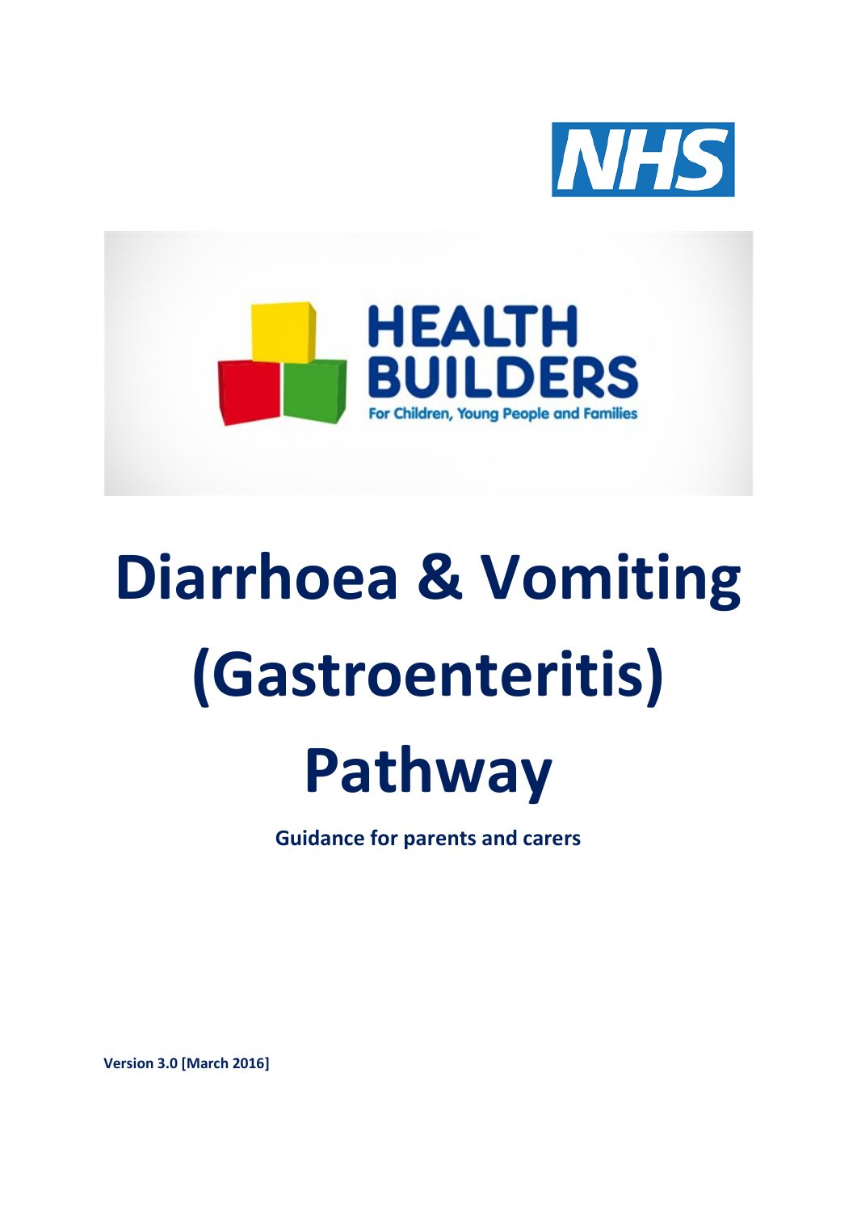NHS

HEALTH BUILDERS

For Children, Young People and Families

# Diarrhoea & Vomiting (Gastroenteritis) Pathway

**Guidance for parents and carers**

**Version 3.0 [March 2016]**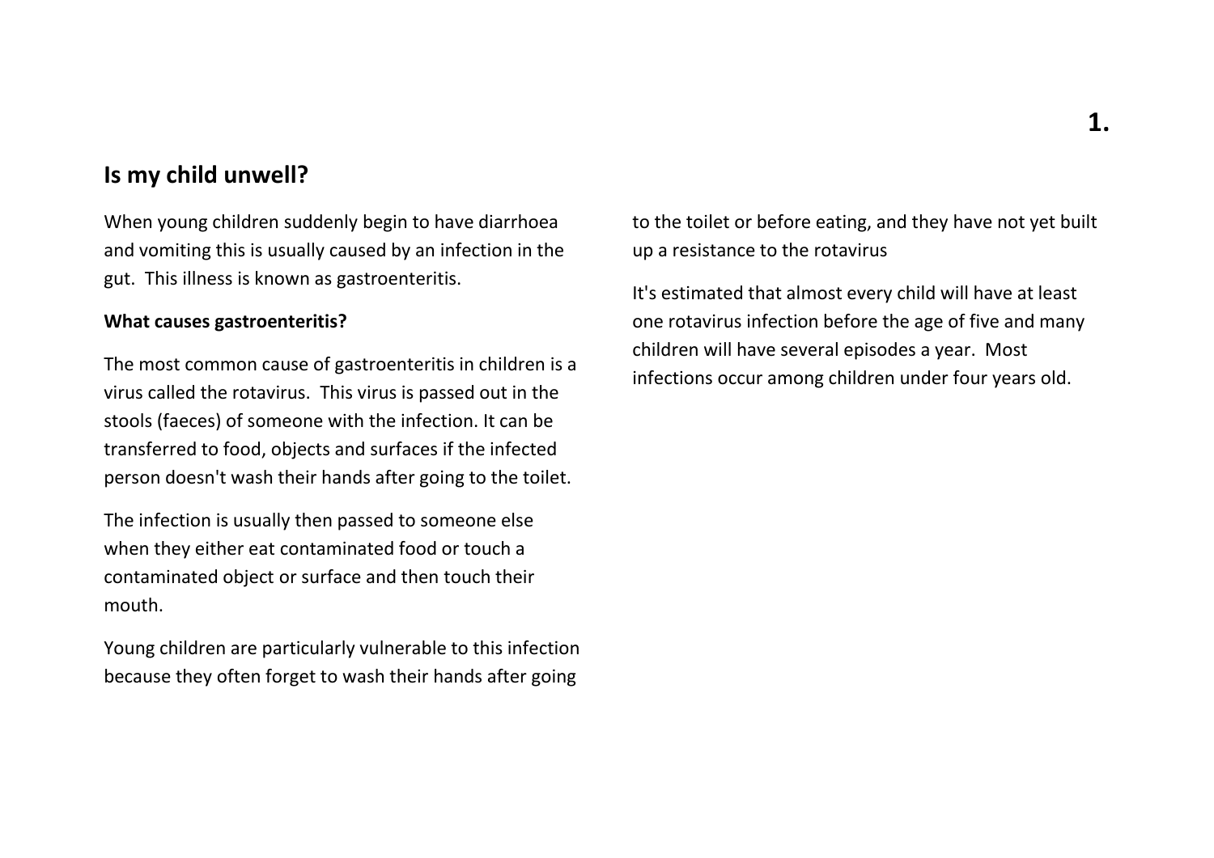## Is my child unwell?

When young children suddenly begin to have diarrhoea and vomiting this is usually caused by an infection in the gut. This illness is known as gastroenteritis.

**What causes gastroenteritis?**

The most common cause of gastroenteritis in children is a virus called the rotavirus. This virus is passed out in the stools (faeces) of someone with the infection. It can be transferred to food, objects and surfaces if the infected person doesn't wash their hands after going to the toilet.

The infection is usually then passed to someone else when they either eat contaminated food or touch a contaminated object or surface and then touch their mouth.

Young children are particularly vulnerable to this infection because they often forget to wash their hands after going to the toilet or before eating, and they have not yet built up a resistance to the rotavirus

It's estimated that almost every child will have at least one rotavirus infection before the age of five and many children will have several episodes a year. Most infections occur among children under four years old.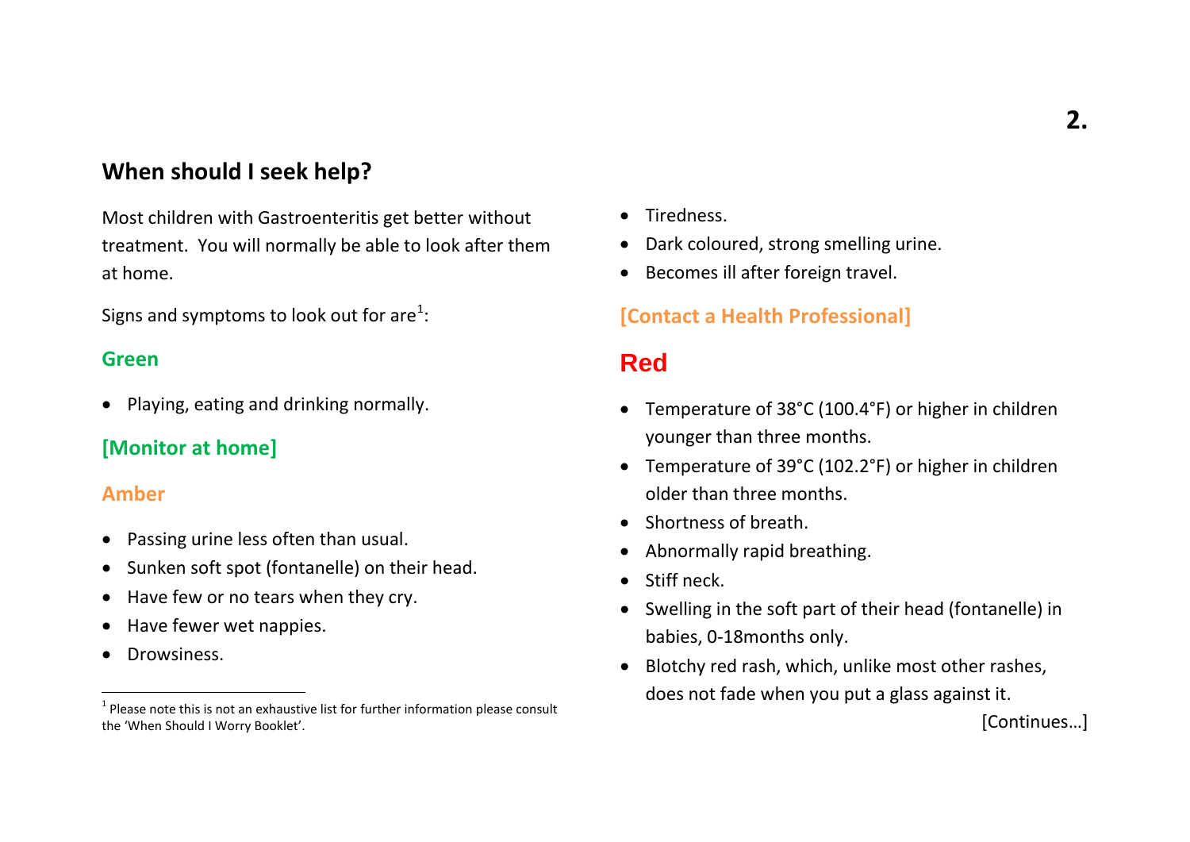## When should I seek help?

Most children with Gastroenteritis get better without treatment. You will normally be able to look after them at home.

Signs and symptoms to look out for are[1]:

### Green

- Playing, eating and drinking normally.

**[Monitor at home]**

### Amber

- Passing urine less often than usual.
- Sunken soft spot (fontanelle) on their head.
- Have few or no tears when they cry.
- Have fewer wet nappies.
- Drowsiness.
- Tiredness.
- Dark coloured, strong smelling urine.
- Becomes ill after foreign travel.

**[Contact a Health Professional]**

### Red

- Temperature of 38°C (100.4°F) or higher in children younger than three months.
- Temperature of 39°C (102.2°F) or higher in children older than three months.
- Shortness of breath.
- Abnormally rapid breathing.
- Stiff neck.
- Swelling in the soft part of their head (fontanelle) in babies, 0-18months only.
- Blotchy red rash, which, unlike most other rashes, does not fade when you put a glass against it.

[Continues…]

---

[1] Please note this is not an exhaustive list for further information please consult the 'When Should I Worry Booklet'.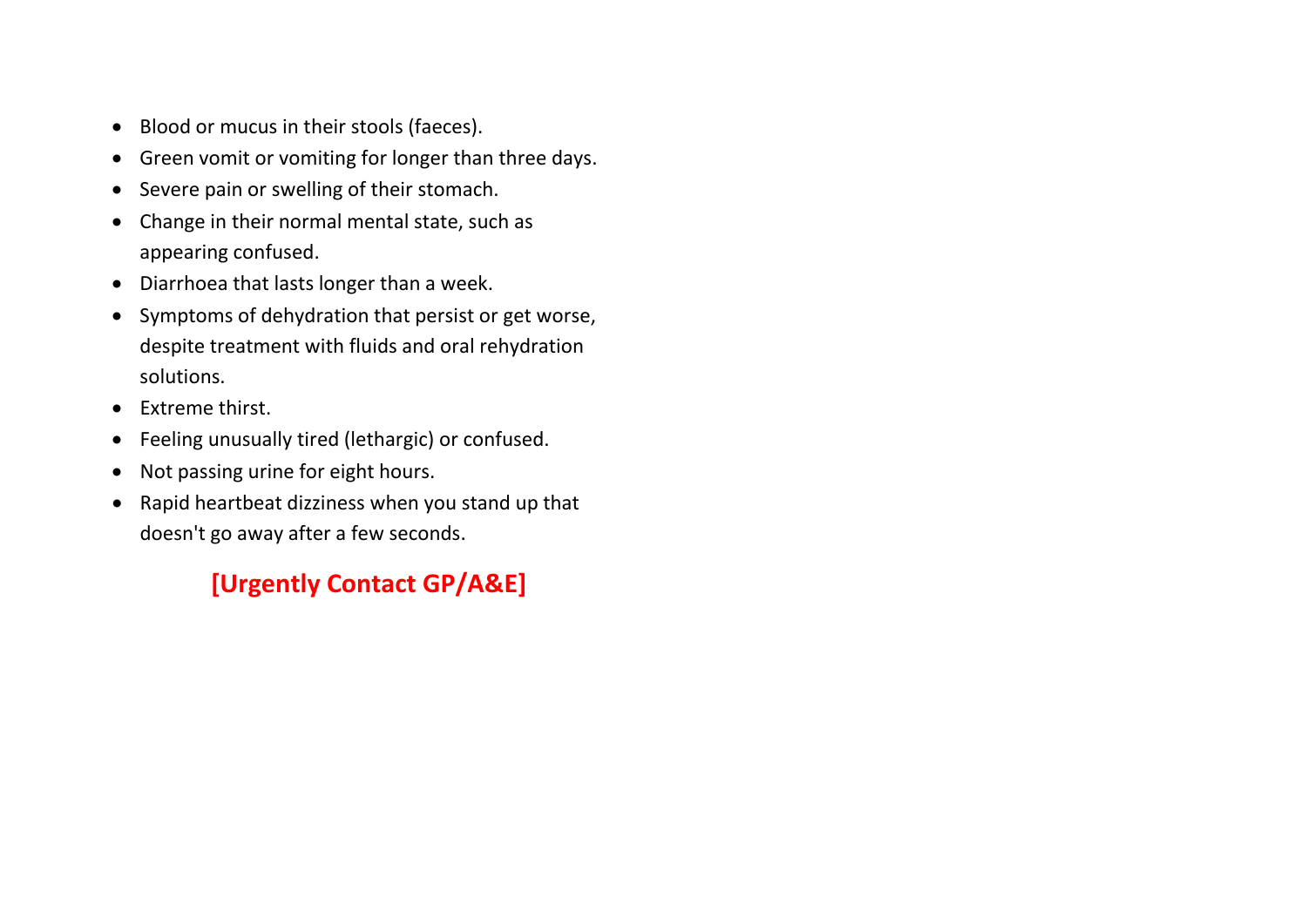- Blood or mucus in their stools (faeces).
- Green vomit or vomiting for longer than three days.
- Severe pain or swelling of their stomach.
- Change in their normal mental state, such as appearing confused.
- Diarrhoea that lasts longer than a week.
- Symptoms of dehydration that persist or get worse, despite treatment with fluids and oral rehydration solutions.
- Extreme thirst.
- Feeling unusually tired (lethargic) or confused.
- Not passing urine for eight hours.
- Rapid heartbeat dizziness when you stand up that doesn't go away after a few seconds.

**[Urgently Contact GP/A&E]**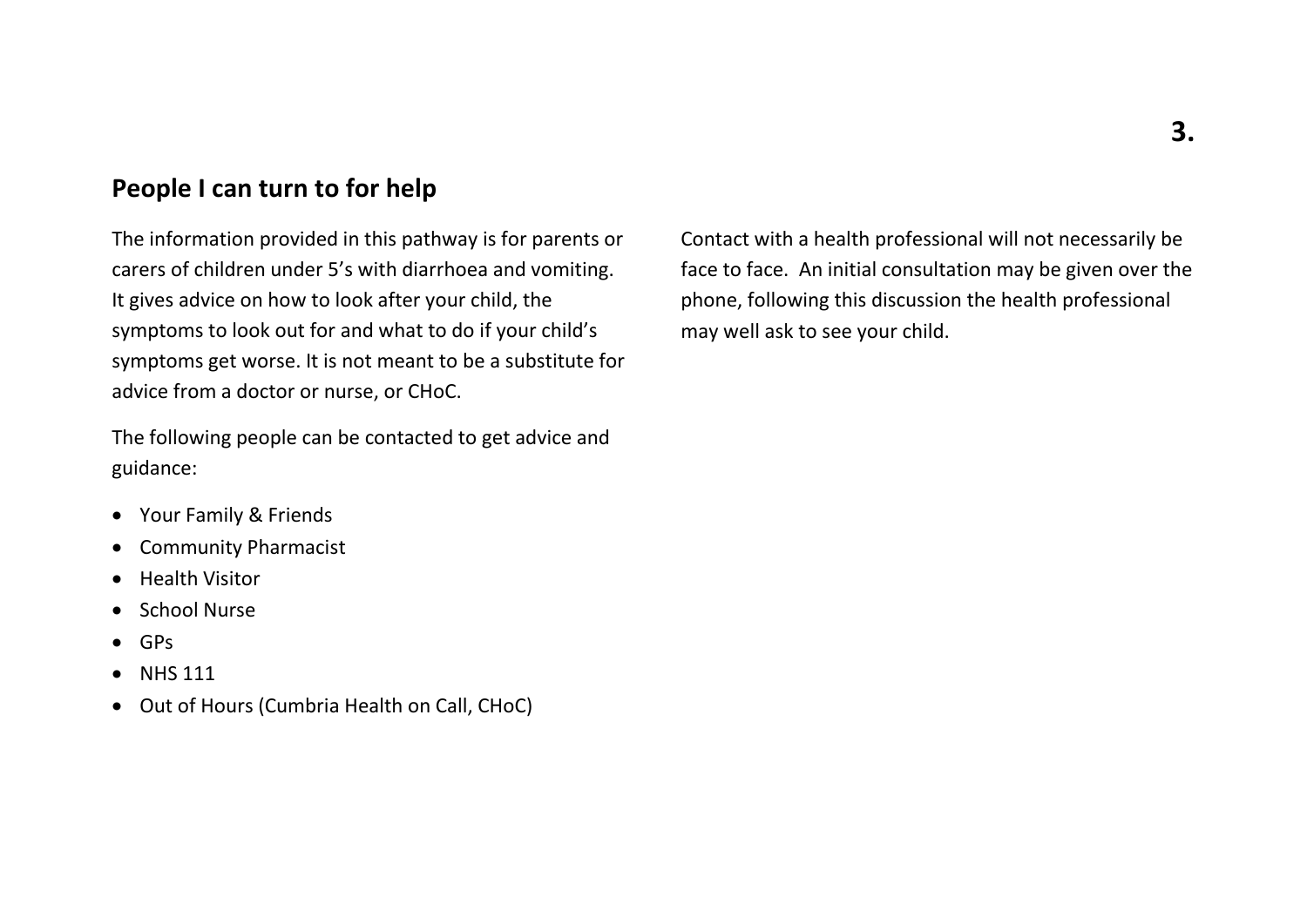## People I can turn to for help

The information provided in this pathway is for parents or carers of children under 5's with diarrhoea and vomiting. It gives advice on how to look after your child, the symptoms to look out for and what to do if your child's symptoms get worse. It is not meant to be a substitute for advice from a doctor or nurse, or CHoC.

The following people can be contacted to get advice and guidance:

- Your Family & Friends
- Community Pharmacist
- Health Visitor
- School Nurse
- GPs
- NHS 111
- Out of Hours (Cumbria Health on Call, CHoC)

Contact with a health professional will not necessarily be face to face. An initial consultation may be given over the phone, following this discussion the health professional may well ask to see your child.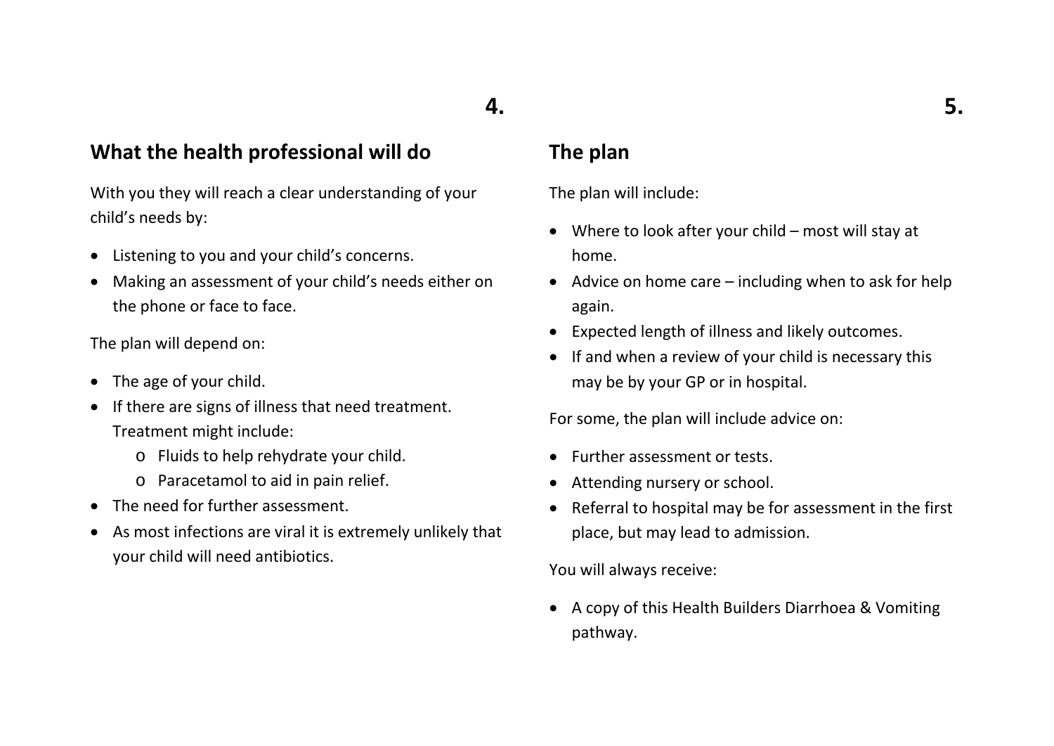## What the health professional will do

With you they will reach a clear understanding of your child's needs by:

- Listening to you and your child's concerns.
- Making an assessment of your child's needs either on the phone or face to face.

The plan will depend on:

- The age of your child.
- If there are signs of illness that need treatment. Treatment might include:
  - Fluids to help rehydrate your child.
  - Paracetamol to aid in pain relief.
- The need for further assessment.
- As most infections are viral it is extremely unlikely that your child will need antibiotics.

## The plan

The plan will include:

- Where to look after your child – most will stay at home.
- Advice on home care – including when to ask for help again.
- Expected length of illness and likely outcomes.
- If and when a review of your child is necessary this may be by your GP or in hospital.

For some, the plan will include advice on:

- Further assessment or tests.
- Attending nursery or school.
- Referral to hospital may be for assessment in the first place, but may lead to admission.

You will always receive:

- A copy of this Health Builders Diarrhoea & Vomiting pathway.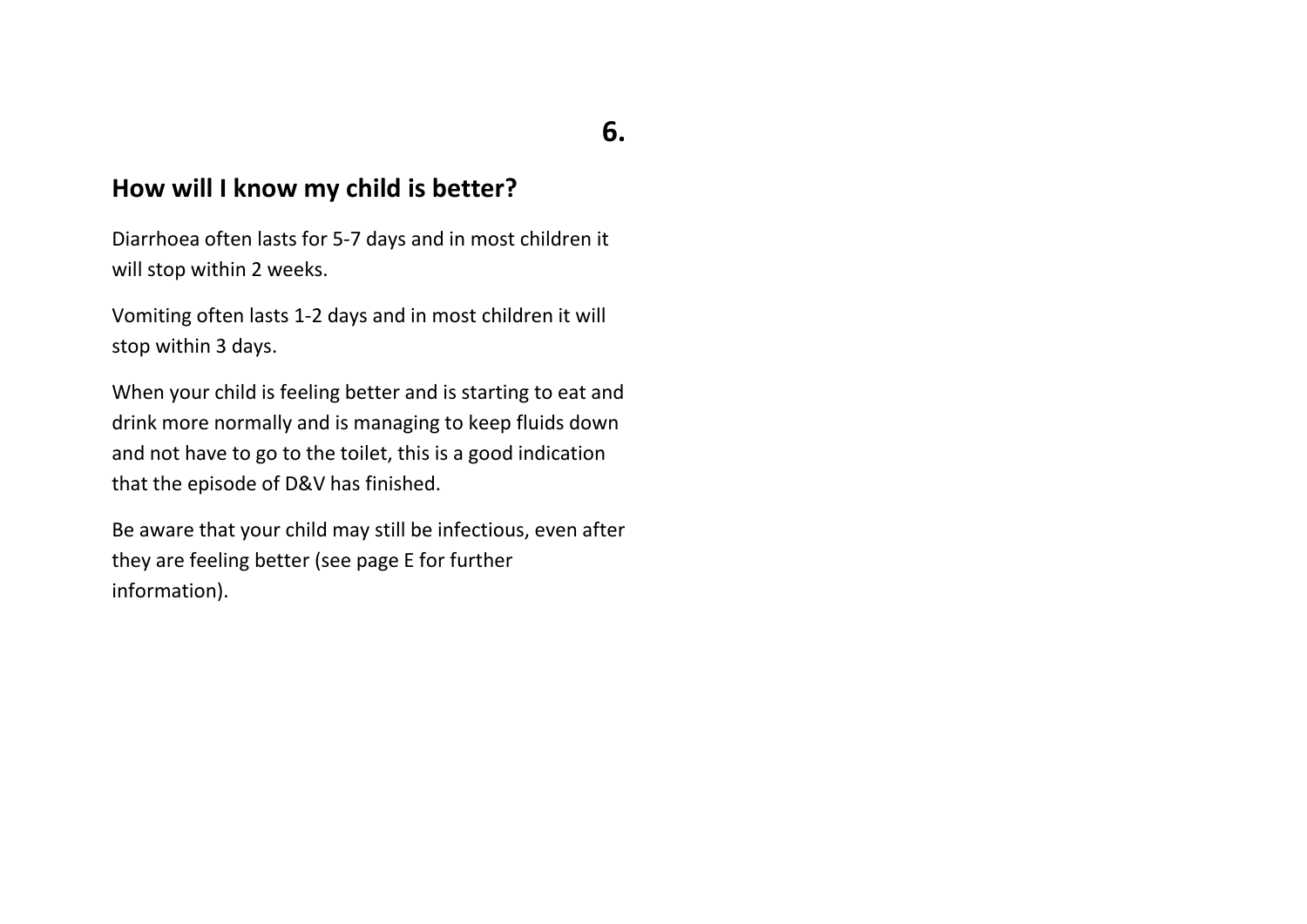## How will I know my child is better?

Diarrhoea often lasts for 5-7 days and in most children it will stop within 2 weeks.

Vomiting often lasts 1-2 days and in most children it will stop within 3 days.

When your child is feeling better and is starting to eat and drink more normally and is managing to keep fluids down and not have to go to the toilet, this is a good indication that the episode of D&V has finished.

Be aware that your child may still be infectious, even after they are feeling better (see page E for further information).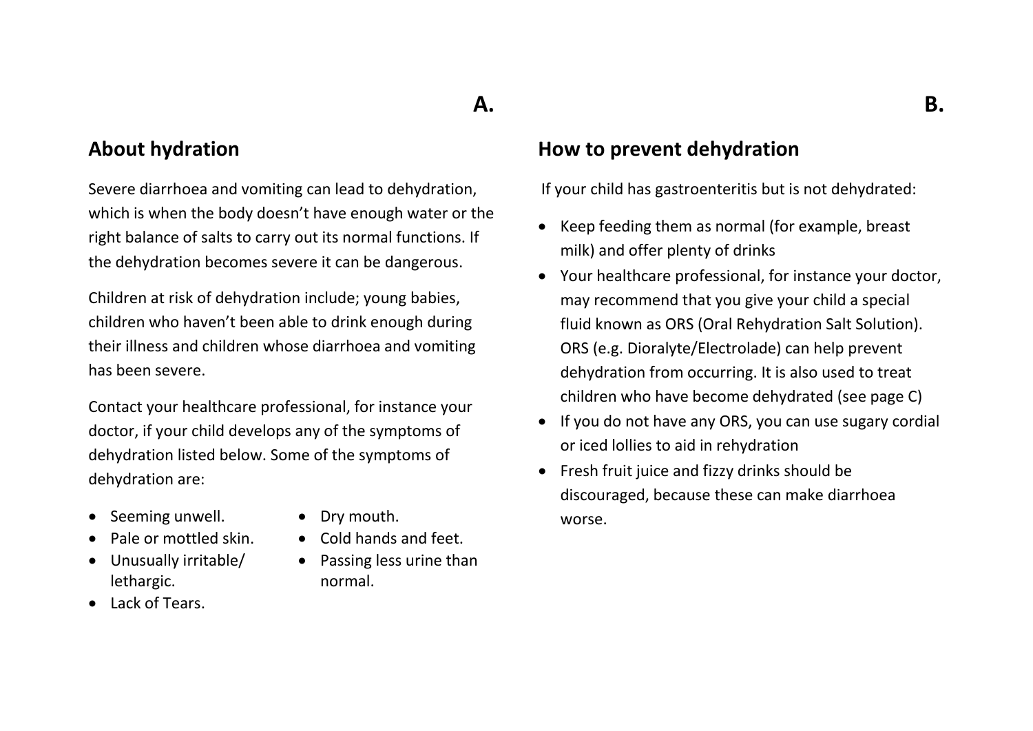## About hydration

Severe diarrhoea and vomiting can lead to dehydration, which is when the body doesn't have enough water or the right balance of salts to carry out its normal functions. If the dehydration becomes severe it can be dangerous.

Children at risk of dehydration include; young babies, children who haven't been able to drink enough during their illness and children whose diarrhoea and vomiting has been severe.

Contact your healthcare professional, for instance your doctor, if your child develops any of the symptoms of dehydration listed below. Some of the symptoms of dehydration are:

- Seeming unwell.
- Pale or mottled skin.
- Unusually irritable/ lethargic.
- Lack of Tears.
- Dry mouth.
- Cold hands and feet.
- Passing less urine than normal.

## How to prevent dehydration

If your child has gastroenteritis but is not dehydrated:

- Keep feeding them as normal (for example, breast milk) and offer plenty of drinks
- Your healthcare professional, for instance your doctor, may recommend that you give your child a special fluid known as ORS (Oral Rehydration Salt Solution). ORS (e.g. Dioralyte/Electrolade) can help prevent dehydration from occurring. It is also used to treat children who have become dehydrated (see page C)
- If you do not have any ORS, you can use sugary cordial or iced lollies to aid in rehydration
- Fresh fruit juice and fizzy drinks should be discouraged, because these can make diarrhoea worse.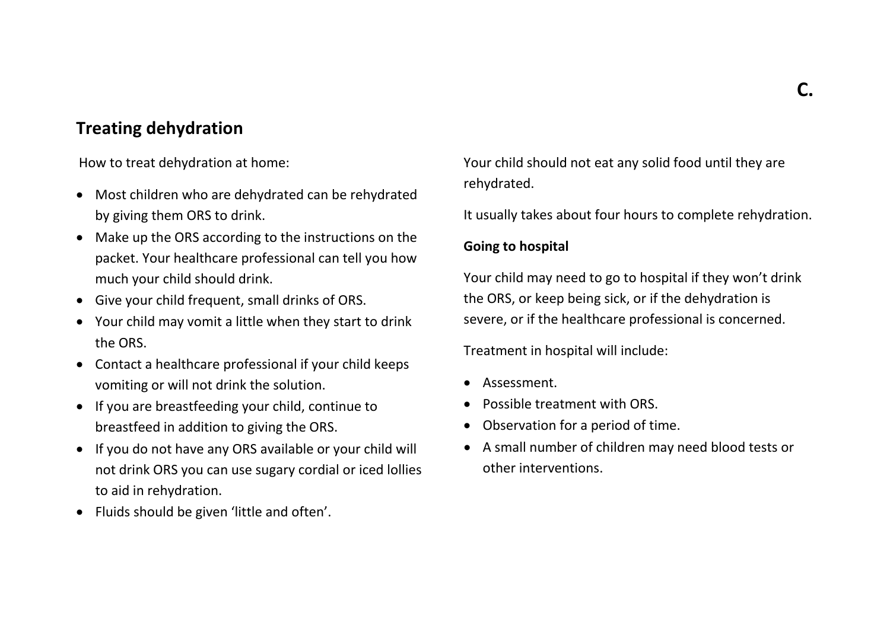C.

## Treating dehydration

How to treat dehydration at home:

- Most children who are dehydrated can be rehydrated by giving them ORS to drink.
- Make up the ORS according to the instructions on the packet. Your healthcare professional can tell you how much your child should drink.
- Give your child frequent, small drinks of ORS.
- Your child may vomit a little when they start to drink the ORS.
- Contact a healthcare professional if your child keeps vomiting or will not drink the solution.
- If you are breastfeeding your child, continue to breastfeed in addition to giving the ORS.
- If you do not have any ORS available or your child will not drink ORS you can use sugary cordial or iced lollies to aid in rehydration.
- Fluids should be given 'little and often'.

Your child should not eat any solid food until they are rehydrated.

It usually takes about four hours to complete rehydration.

**Going to hospital**

Your child may need to go to hospital if they won't drink the ORS, or keep being sick, or if the dehydration is severe, or if the healthcare professional is concerned.

Treatment in hospital will include:

- Assessment.
- Possible treatment with ORS.
- Observation for a period of time.
- A small number of children may need blood tests or other interventions.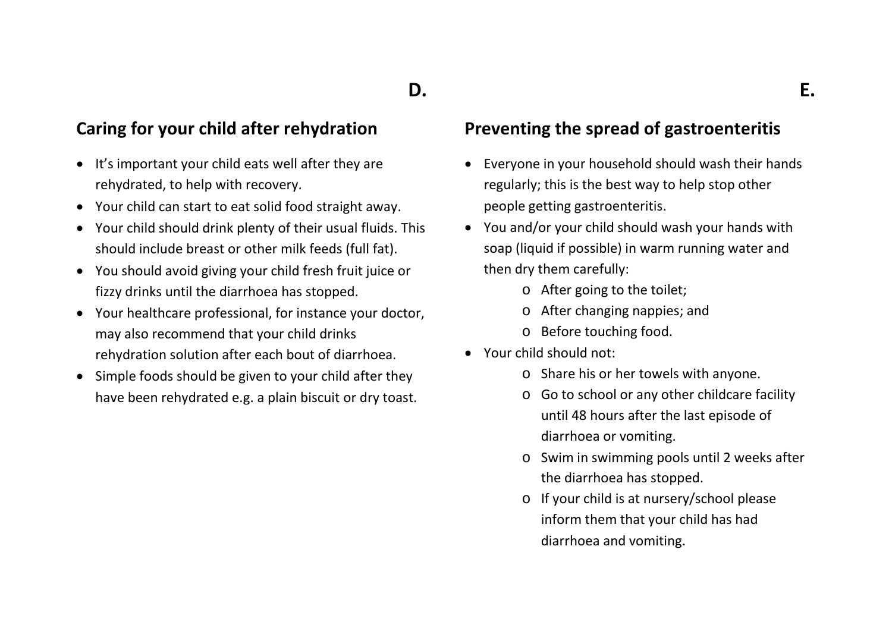D.

## Caring for your child after rehydration

- It's important your child eats well after they are rehydrated, to help with recovery.
- Your child can start to eat solid food straight away.
- Your child should drink plenty of their usual fluids. This should include breast or other milk feeds (full fat).
- You should avoid giving your child fresh fruit juice or fizzy drinks until the diarrhoea has stopped.
- Your healthcare professional, for instance your doctor, may also recommend that your child drinks rehydration solution after each bout of diarrhoea.
- Simple foods should be given to your child after they have been rehydrated e.g. a plain biscuit or dry toast.

E.

## Preventing the spread of gastroenteritis

- Everyone in your household should wash their hands regularly; this is the best way to help stop other people getting gastroenteritis.
- You and/or your child should wash your hands with soap (liquid if possible) in warm running water and then dry them carefully:
  - After going to the toilet;
  - After changing nappies; and
  - Before touching food.
- Your child should not:
  - Share his or her towels with anyone.
  - Go to school or any other childcare facility until 48 hours after the last episode of diarrhoea or vomiting.
  - Swim in swimming pools until 2 weeks after the diarrhoea has stopped.
  - If your child is at nursery/school please inform them that your child has had diarrhoea and vomiting.